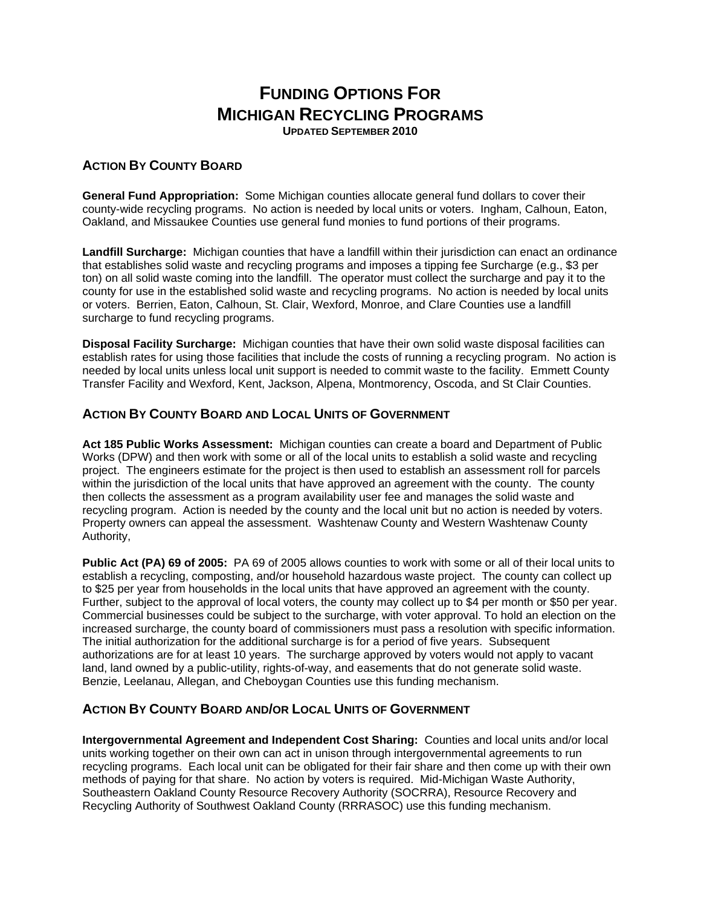# FUNDING OPTIONS FOR MICHIGAN RECYCLING PROGRAMS

**UPDATED SEPTEMBER 2010**

## ACTION BY COUNTY BOARD

**General Fund Appropriation:** Some Michigan counties allocate general fund dollars to cover their county-wide recycling programs. No action is needed by local units or voters. Ingham, Calhoun, Eaton, Oakland, and Missaukee Counties use general fund monies to fund portions of their programs.

**Landfill Surcharge:** Michigan counties that have a landfill within their jurisdiction can enact an ordinance that establishes solid waste and recycling programs and imposes a tipping fee Surcharge (e.g., $3 per ton) on all solid waste coming into the landfill. The operator must collect the surcharge and pay it to the county for use in the established solid waste and recycling programs. No action is needed by local units or voters. Berrien, Eaton, Calhoun, St. Clair, Wexford, Monroe, and Clare Counties use a landfill surcharge to fund recycling programs.

**Disposal Facility Surcharge:** Michigan counties that have their own solid waste disposal facilities can establish rates for using those facilities that include the costs of running a recycling program. No action is needed by local units unless local unit support is needed to commit waste to the facility. Emmett County Transfer Facility and Wexford, Kent, Jackson, Alpena, Montmorency, Oscoda, and St Clair Counties.

## ACTION BY COUNTY BOARD AND LOCAL UNITS OF GOVERNMENT

**Act 185 Public Works Assessment:** Michigan counties can create a board and Department of Public Works (DPW) and then work with some or all of the local units to establish a solid waste and recycling project. The engineers estimate for the project is then used to establish an assessment roll for parcels within the jurisdiction of the local units that have approved an agreement with the county. The county then collects the assessment as a program availability user fee and manages the solid waste and recycling program. Action is needed by the county and the local unit but no action is needed by voters. Property owners can appeal the assessment. Washtenaw County and Western Washtenaw County Authority,

**Public Act (PA) 69 of 2005:** PA 69 of 2005 allows counties to work with some or all of their local units to establish a recycling, composting, and/or household hazardous waste project. The county can collect up to $25 per year from households in the local units that have approved an agreement with the county. Further, subject to the approval of local voters, the county may collect up to $4 per month or $50 per year. Commercial businesses could be subject to the surcharge, with voter approval. To hold an election on the increased surcharge, the county board of commissioners must pass a resolution with specific information. The initial authorization for the additional surcharge is for a period of five years. Subsequent authorizations are for at least 10 years. The surcharge approved by voters would not apply to vacant land, land owned by a public-utility, rights-of-way, and easements that do not generate solid waste. Benzie, Leelanau, Allegan, and Cheboygan Counties use this funding mechanism.

## ACTION BY COUNTY BOARD AND/OR LOCAL UNITS OF GOVERNMENT

**Intergovernmental Agreement and Independent Cost Sharing:** Counties and local units and/or local units working together on their own can act in unison through intergovernmental agreements to run recycling programs. Each local unit can be obligated for their fair share and then come up with their own methods of paying for that share. No action by voters is required. Mid-Michigan Waste Authority, Southeastern Oakland County Resource Recovery Authority (SOCRRA), Resource Recovery and Recycling Authority of Southwest Oakland County (RRRASOC) use this funding mechanism.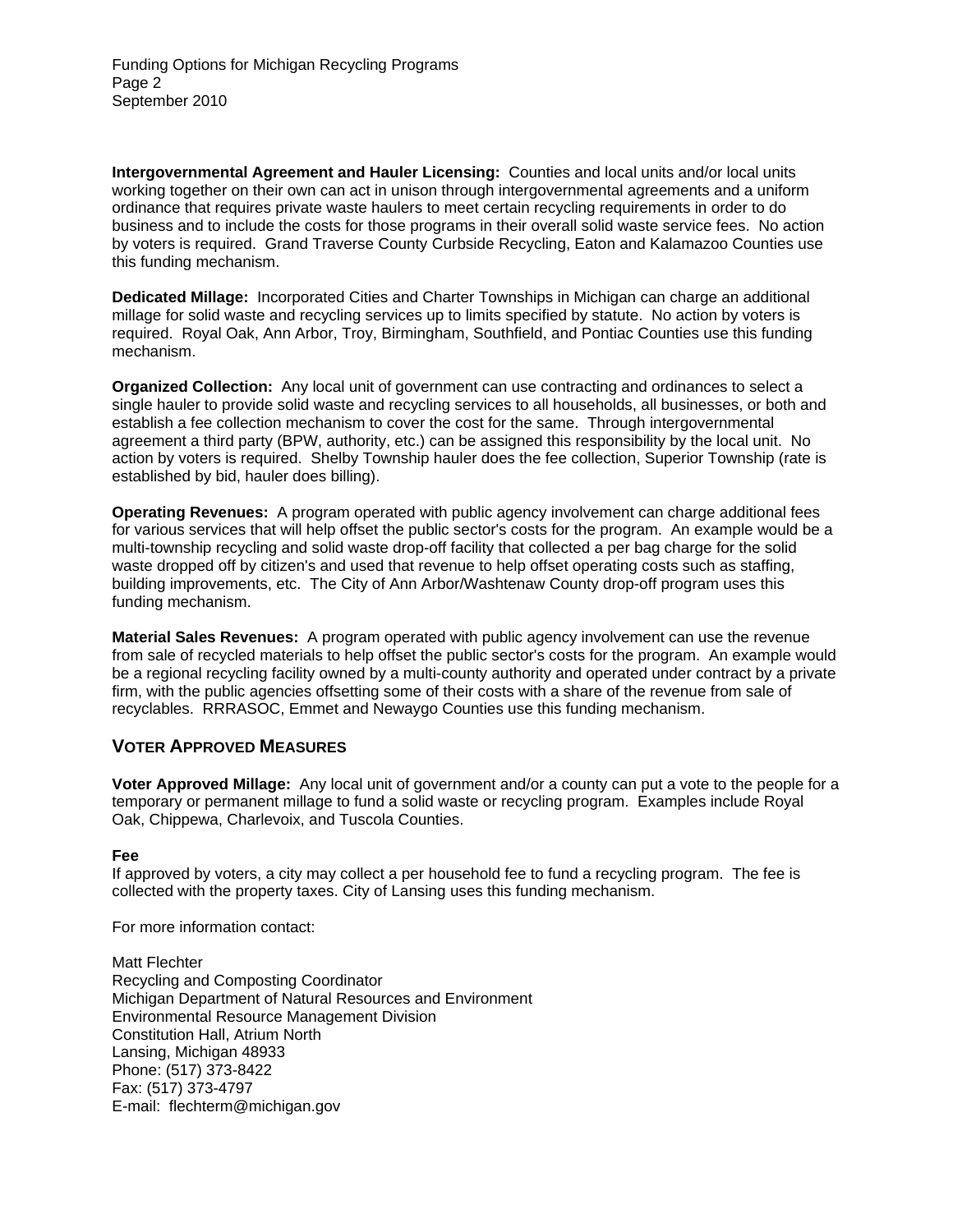**Intergovernmental Agreement and Hauler Licensing:** Counties and local units and/or local units working together on their own can act in unison through intergovernmental agreements and a uniform ordinance that requires private waste haulers to meet certain recycling requirements in order to do business and to include the costs for those programs in their overall solid waste service fees. No action by voters is required. Grand Traverse County Curbside Recycling, Eaton and Kalamazoo Counties use this funding mechanism.

**Dedicated Millage:** Incorporated Cities and Charter Townships in Michigan can charge an additional millage for solid waste and recycling services up to limits specified by statute. No action by voters is required. Royal Oak, Ann Arbor, Troy, Birmingham, Southfield, and Pontiac Counties use this funding mechanism.

**Organized Collection:** Any local unit of government can use contracting and ordinances to select a single hauler to provide solid waste and recycling services to all households, all businesses, or both and establish a fee collection mechanism to cover the cost for the same. Through intergovernmental agreement a third party (BPW, authority, etc.) can be assigned this responsibility by the local unit. No action by voters is required. Shelby Township hauler does the fee collection, Superior Township (rate is established by bid, hauler does billing).

**Operating Revenues:** A program operated with public agency involvement can charge additional fees for various services that will help offset the public sector's costs for the program. An example would be a multi-township recycling and solid waste drop-off facility that collected a per bag charge for the solid waste dropped off by citizen's and used that revenue to help offset operating costs such as staffing, building improvements, etc. The City of Ann Arbor/Washtenaw County drop-off program uses this funding mechanism.

**Material Sales Revenues:** A program operated with public agency involvement can use the revenue from sale of recycled materials to help offset the public sector's costs for the program. An example would be a regional recycling facility owned by a multi-county authority and operated under contract by a private firm, with the public agencies offsetting some of their costs with a share of the revenue from sale of recyclables. RRRASOC, Emmet and Newaygo Counties use this funding mechanism.

## Voter Approved Measures

**Voter Approved Millage:** Any local unit of government and/or a county can put a vote to the people for a temporary or permanent millage to fund a solid waste or recycling program. Examples include Royal Oak, Chippewa, Charlevoix, and Tuscola Counties.

**Fee**

If approved by voters, a city may collect a per household fee to fund a recycling program. The fee is collected with the property taxes. City of Lansing uses this funding mechanism.

For more information contact:

Matt Flechter
Recycling and Composting Coordinator
Michigan Department of Natural Resources and Environment
Environmental Resource Management Division
Constitution Hall, Atrium North
Lansing, Michigan 48933
Phone: (517) 373-8422
Fax: (517) 373-4797
E-mail: flechterm@michigan.gov